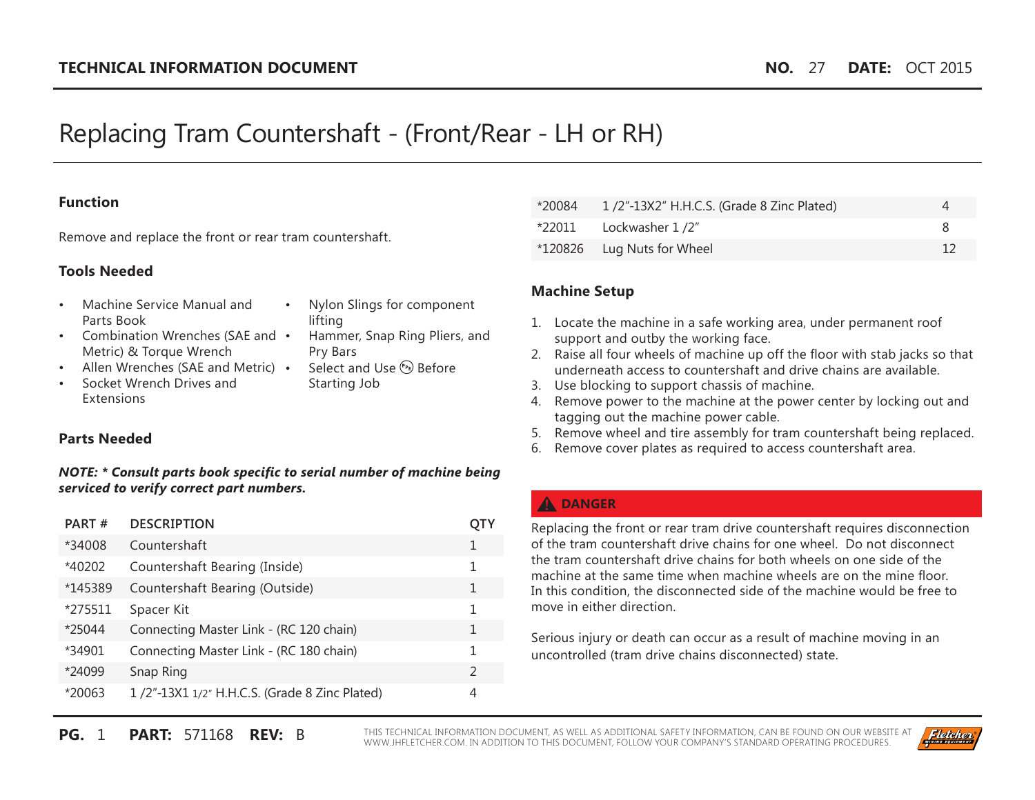# Replacing Tram Countershaft - (Front/Rear - LH or RH)

**TECHNICAL INFORMATION DOCUMENT** **NO.** 27 **DATE:** OCT 2015

### Function

Remove and replace the front or rear tram countershaft.

### Tools Needed

- Machine Service Manual and Parts Book
- Combination Wrenches (SAE and Metric) & Torque Wrench
- Allen Wrenches (SAE and Metric)
- Socket Wrench Drives and Extensions
- Nylon Slings for component lifting
- Hammer, Snap Ring Pliers, and Pry Bars
- Select and Use PPE Before Starting Job

### Parts Needed

***NOTE: * Consult parts book specific to serial number of machine being serviced to verify correct part numbers.***

| PART # | DESCRIPTION | QTY |
|---|---|---|
| *34008 | Countershaft | 1 |
| *40202 | Countershaft Bearing (Inside) | 1 |
| *145389 | Countershaft Bearing (Outside) | 1 |
| *275511 | Spacer Kit | 1 |
| *25044 | Connecting Master Link - (RC 120 chain) | 1 |
| *34901 | Connecting Master Link - (RC 180 chain) | 1 |
| *24099 | Snap Ring | 2 |
| *20063 | 1 /2"-13X1 1/2" H.H.C.S. (Grade 8 Zinc Plated) | 4 |
| *20084 | 1 /2"-13X2" H.H.C.S. (Grade 8 Zinc Plated) | 4 |
| *22011 | Lockwasher 1 /2" | 8 |
| *120826 | Lug Nuts for Wheel | 12 |

### Machine Setup

1. Locate the machine in a safe working area, under permanent roof support and outby the working face.
2. Raise all four wheels of machine up off the floor with stab jacks so that underneath access to countershaft and drive chains are available.
3. Use blocking to support chassis of machine.
4. Remove power to the machine at the power center by locking out and tagging out the machine power cable.
5. Remove wheel and tire assembly for tram countershaft being replaced.
6. Remove cover plates as required to access countershaft area.

**⚠ DANGER**

Replacing the front or rear tram drive countershaft requires disconnection of the tram countershaft drive chains for one wheel. Do not disconnect the tram countershaft drive chains for both wheels on one side of the machine at the same time when machine wheels are on the mine floor. In this condition, the disconnected side of the machine would be free to move in either direction.

Serious injury or death can occur as a result of machine moving in an uncontrolled (tram drive chains disconnected) state.

**PART:** 571168 **REV:** B

THIS TECHNICAL INFORMATION DOCUMENT, AS WELL AS ADDITIONAL SAFETY INFORMATION, CAN BE FOUND ON OUR WEBSITE AT WWW.JHFLETCHER.COM. IN ADDITION TO THIS DOCUMENT, FOLLOW YOUR COMPANY'S STANDARD OPERATING PROCEDURES.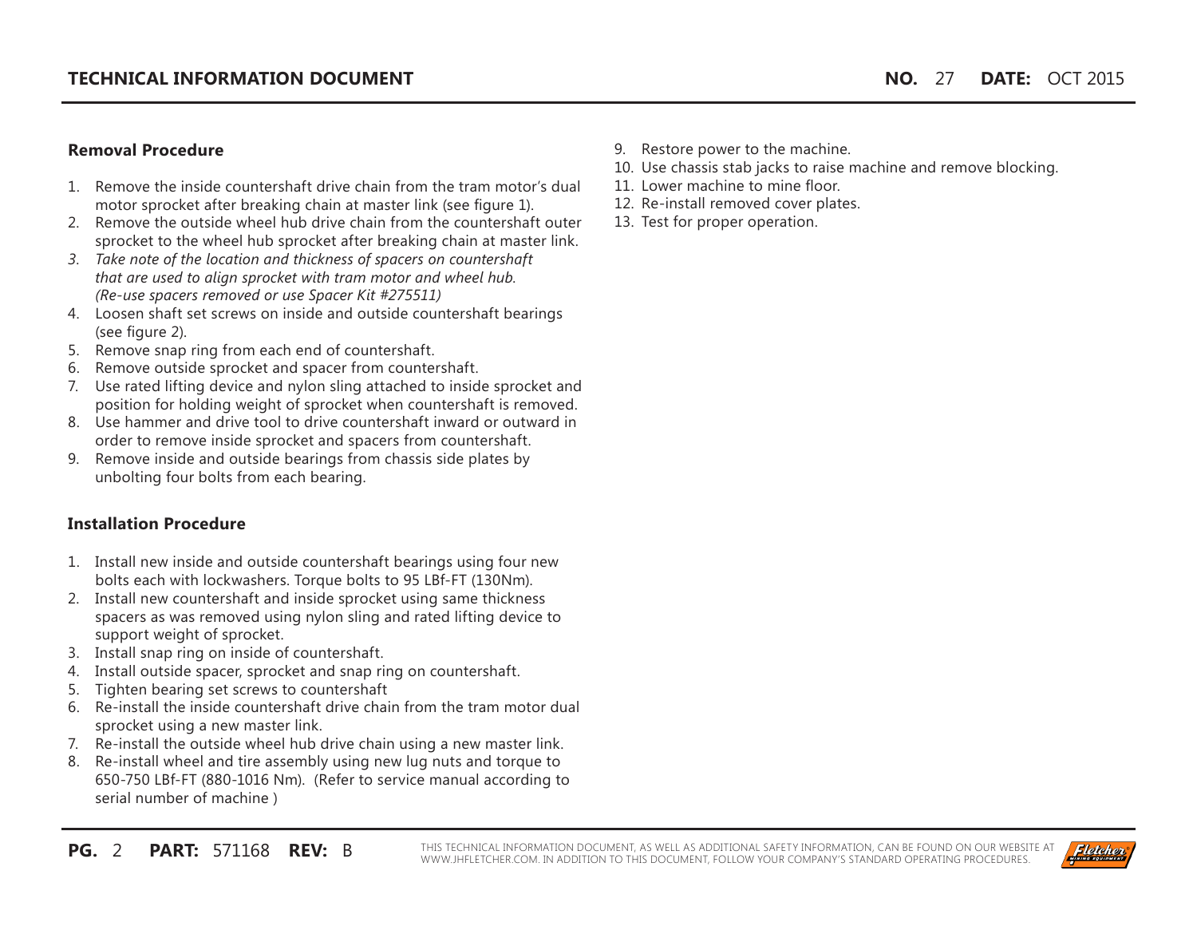## Removal Procedure

1. Remove the inside countershaft drive chain from the tram motor's dual motor sprocket after breaking chain at master link (see figure 1).
2. Remove the outside wheel hub drive chain from the countershaft outer sprocket to the wheel hub sprocket after breaking chain at master link.
3. *Take note of the location and thickness of spacers on countershaft that are used to align sprocket with tram motor and wheel hub. (Re-use spacers removed or use Spacer Kit #275511)*
4. Loosen shaft set screws on inside and outside countershaft bearings (see figure 2).
5. Remove snap ring from each end of countershaft.
6. Remove outside sprocket and spacer from countershaft.
7. Use rated lifting device and nylon sling attached to inside sprocket and position for holding weight of sprocket when countershaft is removed.
8. Use hammer and drive tool to drive countershaft inward or outward in order to remove inside sprocket and spacers from countershaft.
9. Remove inside and outside bearings from chassis side plates by unbolting four bolts from each bearing.

## Installation Procedure

1. Install new inside and outside countershaft bearings using four new bolts each with lockwashers. Torque bolts to 95 LBf-FT (130Nm).
2. Install new countershaft and inside sprocket using same thickness spacers as was removed using nylon sling and rated lifting device to support weight of sprocket.
3. Install snap ring on inside of countershaft.
4. Install outside spacer, sprocket and snap ring on countershaft.
5. Tighten bearing set screws to countershaft
6. Re-install the inside countershaft drive chain from the tram motor dual sprocket using a new master link.
7. Re-install the outside wheel hub drive chain using a new master link.
8. Re-install wheel and tire assembly using new lug nuts and torque to 650-750 LBf-FT (880-1016 Nm). (Refer to service manual according to serial number of machine )
9. Restore power to the machine.
10. Use chassis stab jacks to raise machine and remove blocking.
11. Lower machine to mine floor.
12. Re-install removed cover plates.
13. Test for proper operation.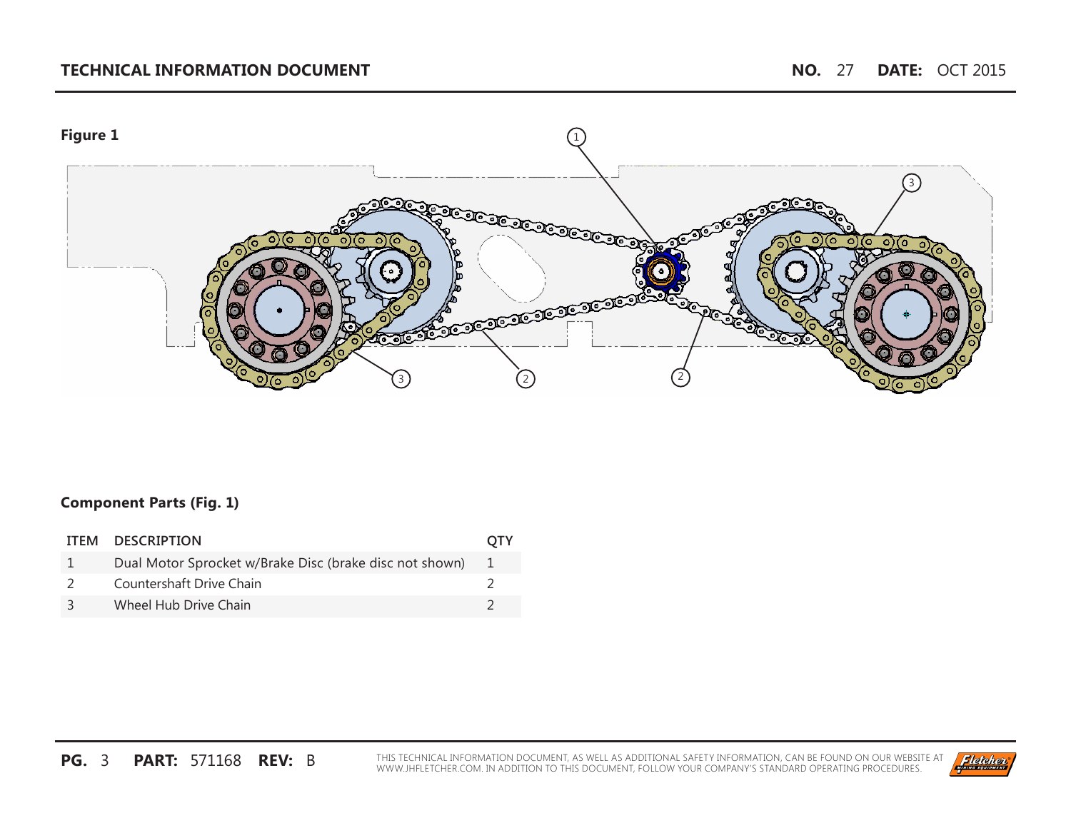**Figure 1**

**Component Parts (Fig. 1)**

| ITEM | DESCRIPTION | QTY |
|---|---|---|
| 1 | Dual Motor Sprocket w/Brake Disc (brake disc not shown) | 1 |
| 2 | Countershaft Drive Chain | 2 |
| 3 | Wheel Hub Drive Chain | 2 |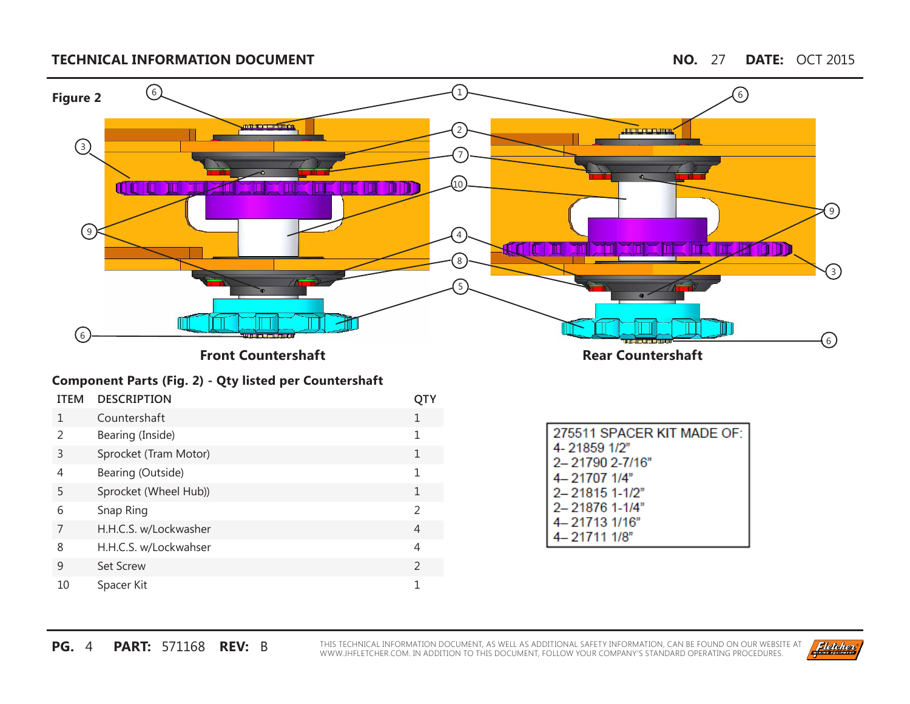**Figure 2**

Front Countershaft

Rear Countershaft

**Component Parts (Fig. 2) - Qty listed per Countershaft**

| ITEM | DESCRIPTION | QTY |
|---|---|---|
| 1 | Countershaft | 1 |
| 2 | Bearing (Inside) | 1 |
| 3 | Sprocket (Tram Motor) | 1 |
| 4 | Bearing (Outside) | 1 |
| 5 | Sprocket (Wheel Hub)) | 1 |
| 6 | Snap Ring | 2 |
| 7 | H.H.C.S. w/Lockwasher | 4 |
| 8 | H.H.C.S. w/Lockwahser | 4 |
| 9 | Set Screw | 2 |
| 10 | Spacer Kit | 1 |

275511 SPACER KIT MADE OF:
4- 21859 1/2"
2– 21790 2-7/16"
4– 21707 1/4"
2– 21815 1-1/2"
2– 21876 1-1/4"
4– 21713 1/16"
4– 21711 1/8"